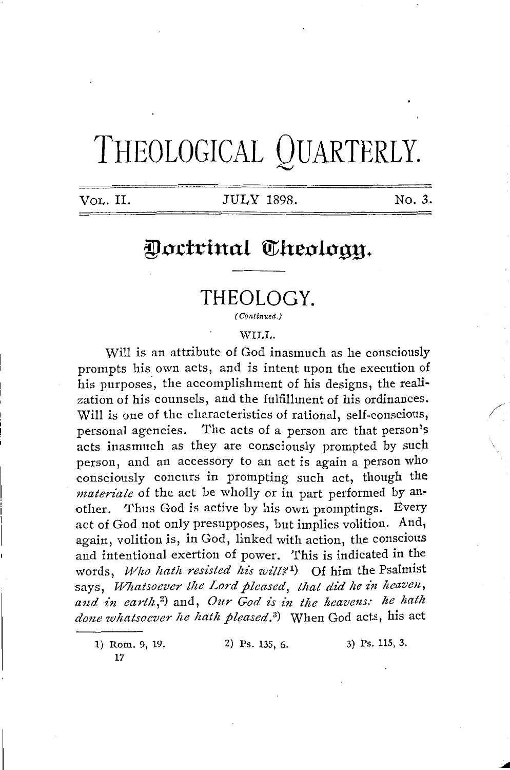# THEOLOGICAL QUARTERLY.

VOL. II. JULY 1898. No. 3.

## Doctrinal Theology.

### THEOLOGY.

*(Continued.)*

#### WILL.

Will is an attribute of God inasmuch as he consciously prompts his own acts, and is intent upon the execution of his purposes, the accomplishment of his designs, the realization of his counsels, and the fulfillment of his ordinances. Will is one of the characteristics of rational, self-conscious, personal agencies. The acts of a person are that person's acts inasmuch as they are consciously prompted by such person, and an accessory to an act is again a person who consciously concurs in prompting such act, though the *materiale* of the act be wholly or in part performed by another. Thus God is active by his own promptings. Every act of God not only presupposes, but implies volition. And, again, volition is, in God, linked with action, the conscious and intentional exertion of power. This is indicated in the words, *Who hath resisted his will?*[1]) Of him the Psalmist says, *Whatsoever the Lord pleased, that did he in heaven, and in earth,*[2]) and, *Our God is in the heavens: he hath done whatsoever he hath pleased.*[3]) When God acts, his act

1) Rom. 9, 19. 2) Ps. 135, 6. 3) Ps. 115, 3.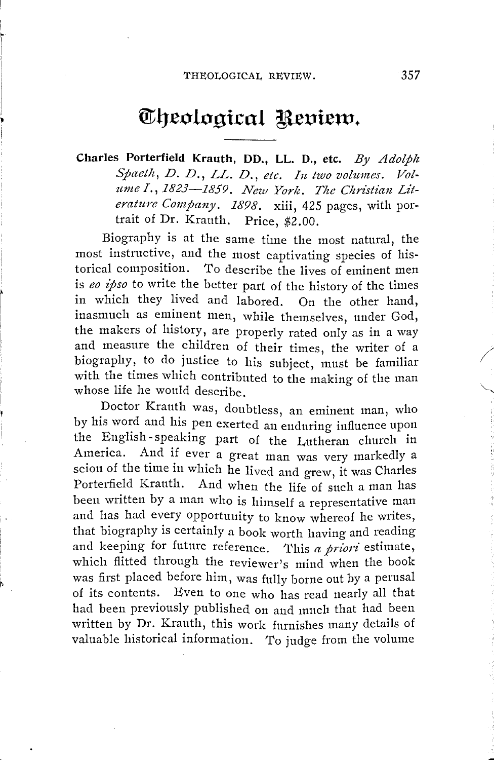# Theological Review.

**Charles Porterfield Krauth, DD., LL. D., etc.** *By Adolph Spaeth, D. D., LL. D., etc. In two volumes. Volume I., 1823—1859. New York. The Christian Literature Company. 1898.* xiii, 425 pages, with portrait of Dr. Krauth. Price, $2.00.

Biography is at the same time the most natural, the most instructive, and the most captivating species of historical composition. To describe the lives of eminent men is *eo ipso* to write the better part of the history of the times in which they lived and labored. On the other hand, inasmuch as eminent men, while themselves, under God, the makers of history, are properly rated only as in a way and measure the children of their times, the writer of a biography, to do justice to his subject, must be familiar with the times which contributed to the making of the man whose life he would describe.

Doctor Krauth was, doubtless, an eminent man, who by his word and his pen exerted an enduring influence upon the English-speaking part of the Lutheran church in America. And if ever a great man was very markedly a scion of the time in which he lived and grew, it was Charles Porterfield Krauth. And when the life of such a man has been written by a man who is himself a representative man and has had every opportunity to know whereof he writes, that biography is certainly a book worth having and reading and keeping for future reference. This *a priori* estimate, which flitted through the reviewer's mind when the book was first placed before him, was fully borne out by a perusal of its contents. Even to one who has read nearly all that had been previously published on and much that had been written by Dr. Krauth, this work furnishes many details of valuable historical information. To judge from the volume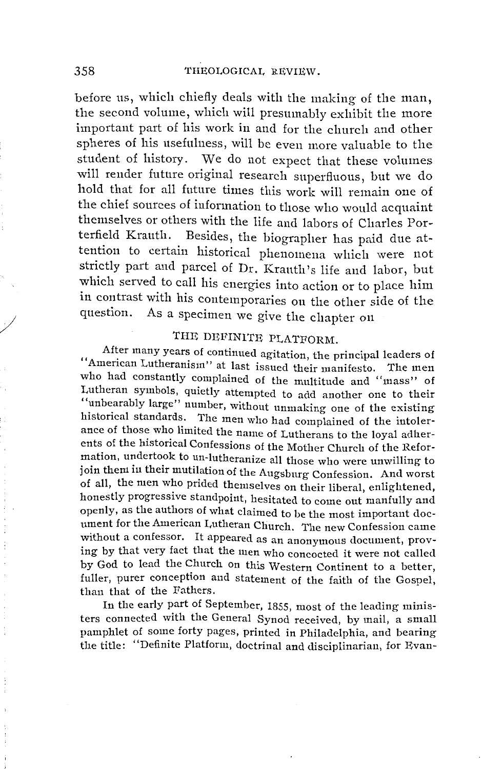before us, which chiefly deals with the making of the man, the second volume, which will presumably exhibit the more important part of his work in and for the church and other spheres of his usefulness, will be even more valuable to the student of history. We do not expect that these volumes will render future original research superfluous, but we do hold that for all future times this work will remain one of the chief sources of information to those who would acquaint themselves or others with the life and labors of Charles Porterfield Krauth. Besides, the biographer has paid due attention to certain historical phenomena which were not strictly part and parcel of Dr. Krauth's life and labor, but which served to call his energies into action or to place him in contrast with his contemporaries on the other side of the question. As a specimen we give the chapter on

## THE DEFINITE PLATFORM.

After many years of continued agitation, the principal leaders of "American Lutheranism" at last issued their manifesto. The men who had constantly complained of the multitude and "mass" of Lutheran symbols, quietly attempted to add another one to their "unbearably large" number, without unmaking one of the existing historical standards. The men who had complained of the intolerance of those who limited the name of Lutherans to the loyal adherents of the historical Confessions of the Mother Church of the Reformation, undertook to un-lutheranize all those who were unwilling to join them in their mutilation of the Augsburg Confession. And worst of all, the men who prided themselves on their liberal, enlightened, honestly progressive standpoint, hesitated to come out manfully and openly, as the authors of what claimed to be the most important document for the American Lutheran Church. The new Confession came without a confessor. It appeared as an anonymous document, proving by that very fact that the men who concocted it were not called by God to lead the Church on this Western Continent to a better, fuller, purer conception and statement of the faith of the Gospel, than that of the Fathers.

In the early part of September, 1855, most of the leading ministers connected with the General Synod received, by mail, a small pamphlet of some forty pages, printed in Philadelphia, and bearing the title: "Definite Platform, doctrinal and disciplinarian, for Evan-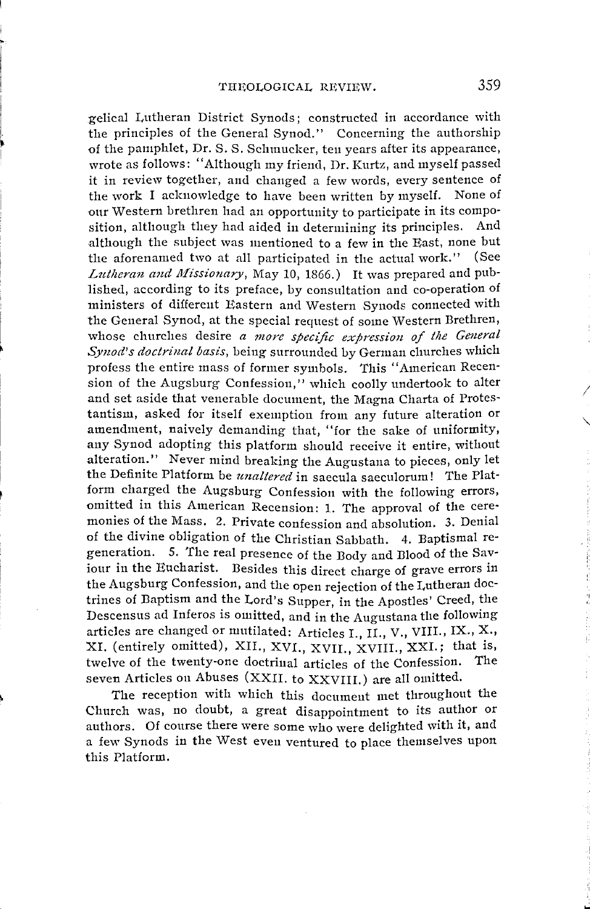gelical Lutheran District Synods; constructed in accordance with the principles of the General Synod." Concerning the authorship of the pamphlet, Dr. S. S. Schmucker, ten years after its appearance, wrote as follows: "Although my friend, Dr. Kurtz, and myself passed it in review together, and changed a few words, every sentence of the work I acknowledge to have been written by myself. None of our Western brethren had an opportunity to participate in its composition, although they had aided in determining its principles. And although the subject was mentioned to a few in the East, none but the aforenamed two at all participated in the actual work." (See *Lutheran and Missionary*, May 10, 1866.) It was prepared and published, according to its preface, by consultation and co-operation of ministers of different Eastern and Western Synods connected with the General Synod, at the special request of some Western Brethren, whose churches desire *a more specific expression of the General Synod's doctrinal basis*, being surrounded by German churches which profess the entire mass of former symbols. This "American Recension of the Augsburg Confession," which coolly undertook to alter and set aside that venerable document, the Magna Charta of Protestantism, asked for itself exemption from any future alteration or amendment, naively demanding that, "for the sake of uniformity, any Synod adopting this platform should receive it entire, without alteration." Never mind breaking the Augustana to pieces, only let the Definite Platform be *unaltered* in saecula saeculorum! The Platform charged the Augsburg Confession with the following errors, omitted in this American Recension: 1. The approval of the ceremonies of the Mass. 2. Private confession and absolution. 3. Denial of the divine obligation of the Christian Sabbath. 4. Baptismal regeneration. 5. The real presence of the Body and Blood of the Saviour in the Eucharist. Besides this direct charge of grave errors in the Augsburg Confession, and the open rejection of the Lutheran doctrines of Baptism and the Lord's Supper, in the Apostles' Creed, the Descensus ad Inferos is omitted, and in the Augustana the following articles are changed or mutilated: Articles I., II., V., VIII., IX., X., XI. (entirely omitted), XII., XVI., XVII., XVIII., XXI.; that is, twelve of the twenty-one doctrinal articles of the Confession. The seven Articles on Abuses (XXII. to XXVIII.) are all omitted.

The reception with which this document met throughout the Church was, no doubt, a great disappointment to its author or authors. Of course there were some who were delighted with it, and a few Synods in the West even ventured to place themselves upon this Platform.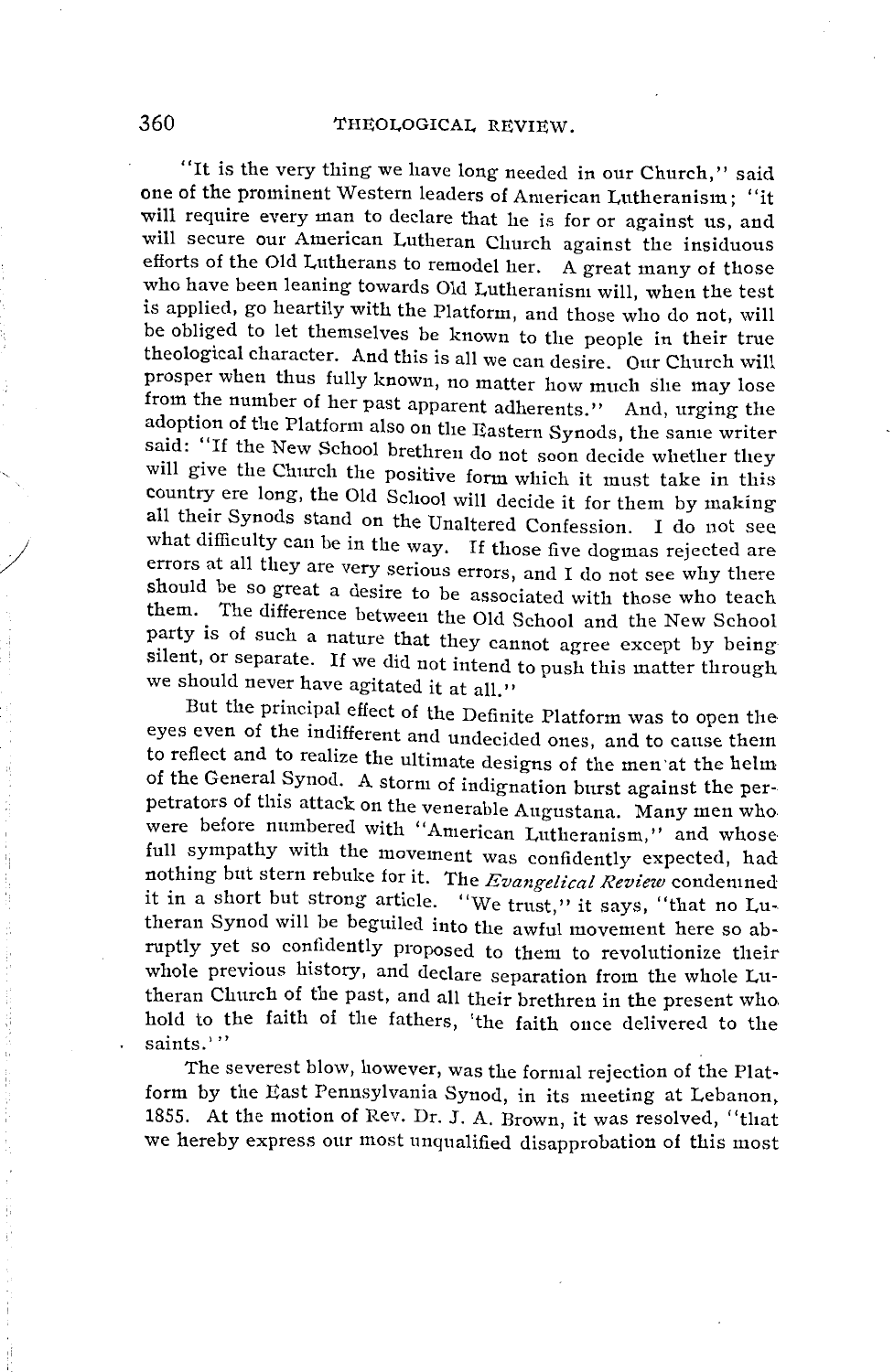"It is the very thing we have long needed in our Church," said one of the prominent Western leaders of American Lutheranism; "it will require every man to declare that he is for or against us, and will secure our American Lutheran Church against the insiduous efforts of the Old Lutherans to remodel her. A great many of those who have been leaning towards Old Lutheranism will, when the test is applied, go heartily with the Platform, and those who do not, will be obliged to let themselves be known to the people in their true theological character. And this is all we can desire. Our Church will prosper when thus fully known, no matter how much she may lose from the number of her past apparent adherents." And, urging the adoption of the Platform also on the Eastern Synods, the same writer said: "If the New School brethren do not soon decide whether they will give the Church the positive form which it must take in this country ere long, the Old School will decide it for them by making all their Synods stand on the Unaltered Confession. I do not see what difficulty can be in the way. If those five dogmas rejected are errors at all they are very serious errors, and I do not see why there should be so great a desire to be associated with those who teach them. The difference between the Old School and the New School party is of such a nature that they cannot agree except by being silent, or separate. If we did not intend to push this matter through we should never have agitated it at all."

But the principal effect of the Definite Platform was to open the eyes even of the indifferent and undecided ones, and to cause them to reflect and to realize the ultimate designs of the men at the helm of the General Synod. A storm of indignation burst against the perpetrators of this attack on the venerable Augustana. Many men who were before numbered with "American Lutheranism," and whose full sympathy with the movement was confidently expected, had nothing but stern rebuke for it. The *Evangelical Review* condemned it in a short but strong article. "We trust," it says, "that no Lutheran Synod will be beguiled into the awful movement here so abruptly yet so confidently proposed to them to revolutionize their whole previous history, and declare separation from the whole Lutheran Church of the past, and all their brethren in the present who hold to the faith of the fathers, 'the faith once delivered to the saints.'"

The severest blow, however, was the formal rejection of the Platform by the East Pennsylvania Synod, in its meeting at Lebanon, 1855. At the motion of Rev. Dr. J. A. Brown, it was resolved, "that we hereby express our most unqualified disapprobation of this most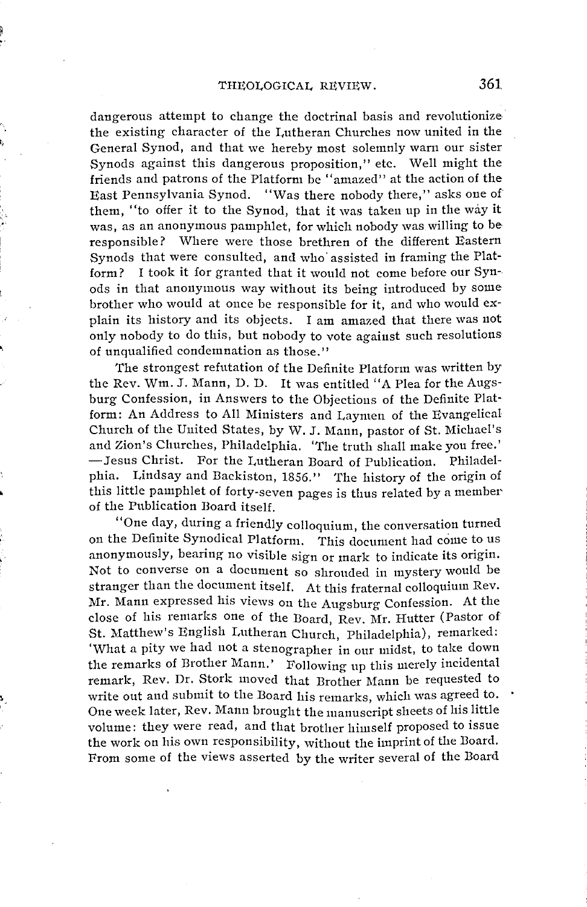dangerous attempt to change the doctrinal basis and revolutionize the existing character of the Lutheran Churches now united in the General Synod, and that we hereby most solemnly warn our sister Synods against this dangerous proposition," etc. Well might the friends and patrons of the Platform be "amazed" at the action of the East Pennsylvania Synod. "Was there nobody there," asks one of them, "to offer it to the Synod, that it was taken up in the way it was, as an anonymous pamphlet, for which nobody was willing to be responsible? Where were those brethren of the different Eastern Synods that were consulted, and who assisted in framing the Platform? I took it for granted that it would not come before our Synods in that anonymous way without its being introduced by some brother who would at once be responsible for it, and who would explain its history and its objects. I am amazed that there was not only nobody to do this, but nobody to vote against such resolutions of unqualified condemnation as those."

The strongest refutation of the Definite Platform was written by the Rev. Wm. J. Mann, D. D. It was entitled "A Plea for the Augsburg Confession, in Answers to the Objections of the Definite Platform: An Address to All Ministers and Laymen of the Evangelical Church of the United States, by W. J. Mann, pastor of St. Michael's and Zion's Churches, Philadelphia. 'The truth shall make you free.' —Jesus Christ. For the Lutheran Board of Publication. Philadelphia. Lindsay and Backiston, 1856." The history of the origin of this little pamphlet of forty-seven pages is thus related by a member of the Publication Board itself.

"One day, during a friendly colloquium, the conversation turned on the Definite Synodical Platform. This document had come to us anonymously, bearing no visible sign or mark to indicate its origin. Not to converse on a document so shrouded in mystery would be stranger than the document itself. At this fraternal colloquium Rev. Mr. Mann expressed his views on the Augsburg Confession. At the close of his remarks one of the Board, Rev. Mr. Hutter (Pastor of St. Matthew's English Lutheran Church, Philadelphia), remarked: 'What a pity we had not a stenographer in our midst, to take down the remarks of Brother Mann.' Following up this merely incidental remark, Rev. Dr. Stork moved that Brother Mann be requested to write out and submit to the Board his remarks, which was agreed to. One week later, Rev. Mann brought the manuscript sheets of his little volume: they were read, and that brother himself proposed to issue the work on his own responsibility, without the imprint of the Board. From some of the views asserted by the writer several of the Board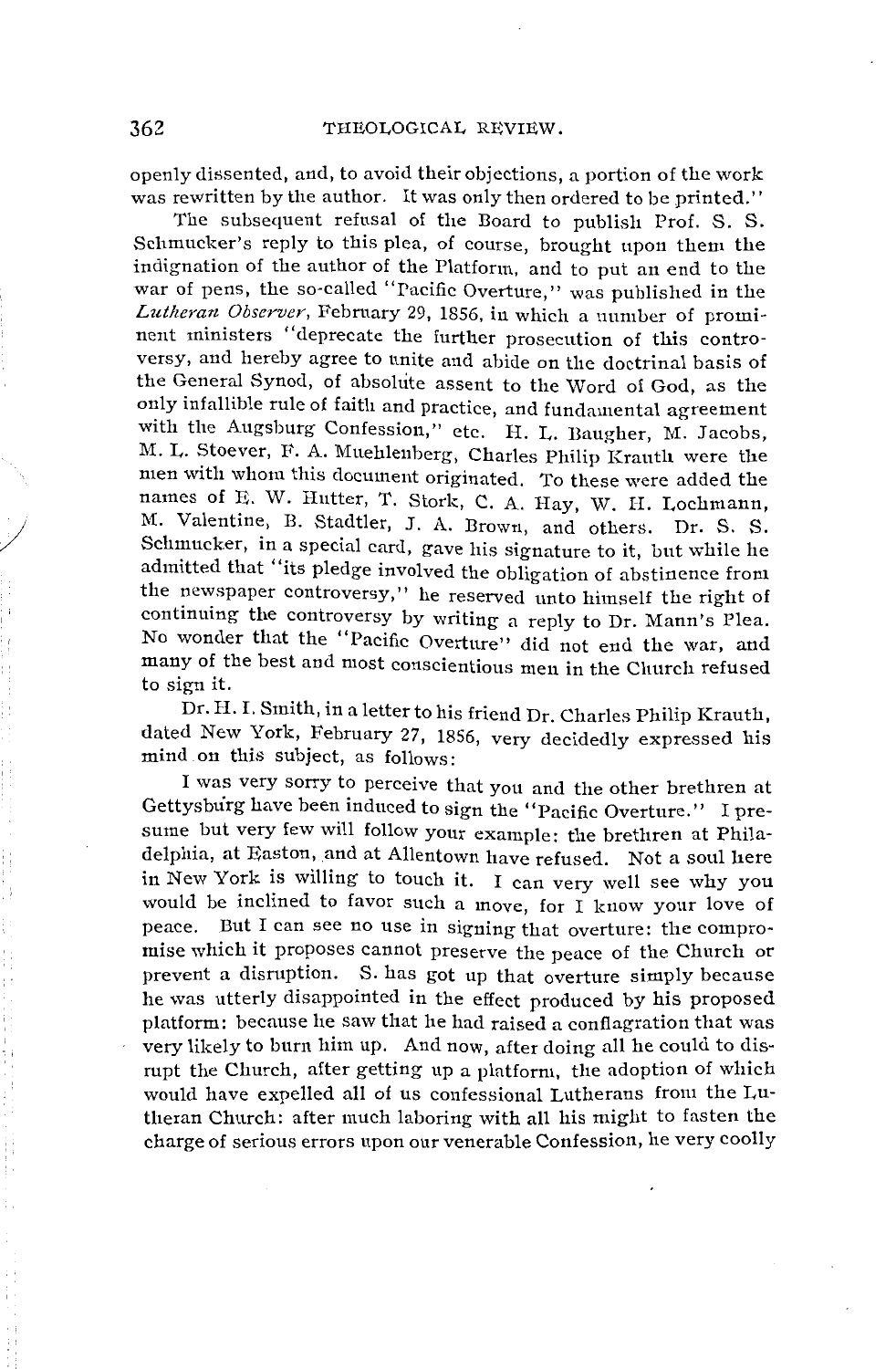openly dissented, and, to avoid their objections, a portion of the work was rewritten by the author. It was only then ordered to be printed."

The subsequent refusal of the Board to publish Prof. S. S. Schmucker's reply to this plea, of course, brought upon them the indignation of the author of the Platform, and to put an end to the war of pens, the so-called "Pacific Overture," was published in the *Lutheran Observer*, February 29, 1856, in which a number of prominent ministers "deprecate the further prosecution of this controversy, and hereby agree to unite and abide on the doctrinal basis of the General Synod, of absolute assent to the Word of God, as the only infallible rule of faith and practice, and fundamental agreement with the Augsburg Confession," etc. H. L. Baugher, M. Jacobs, M. L. Stoever, F. A. Muehlenberg, Charles Philip Krauth were the men with whom this document originated. To these were added the names of E. W. Hutter, T. Stork, C. A. Hay, W. H. Lochmann, M. Valentine, B. Stadtler, J. A. Brown, and others. Dr. S. S. Schmucker, in a special card, gave his signature to it, but while he admitted that "its pledge involved the obligation of abstinence from the newspaper controversy," he reserved unto himself the right of continuing the controversy by writing a reply to Dr. Mann's Plea. No wonder that the "Pacific Overture" did not end the war, and many of the best and most conscientious men in the Church refused to sign it.

Dr. H. I. Smith, in a letter to his friend Dr. Charles Philip Krauth, dated New York, February 27, 1856, very decidedly expressed his mind on this subject, as follows:

I was very sorry to perceive that you and the other brethren at Gettysburg have been induced to sign the "Pacific Overture." I presume but very few will follow your example: the brethren at Philadelphia, at Easton, and at Allentown have refused. Not a soul here in New York is willing to touch it. I can very well see why you would be inclined to favor such a move, for I know your love of peace. But I can see no use in signing that overture: the compromise which it proposes cannot preserve the peace of the Church or prevent a disruption. S. has got up that overture simply because he was utterly disappointed in the effect produced by his proposed platform: because he saw that he had raised a conflagration that was very likely to burn him up. And now, after doing all he could to disrupt the Church, after getting up a platform, the adoption of which would have expelled all of us confessional Lutherans from the Lutheran Church: after much laboring with all his might to fasten the charge of serious errors upon our venerable Confession, he very coolly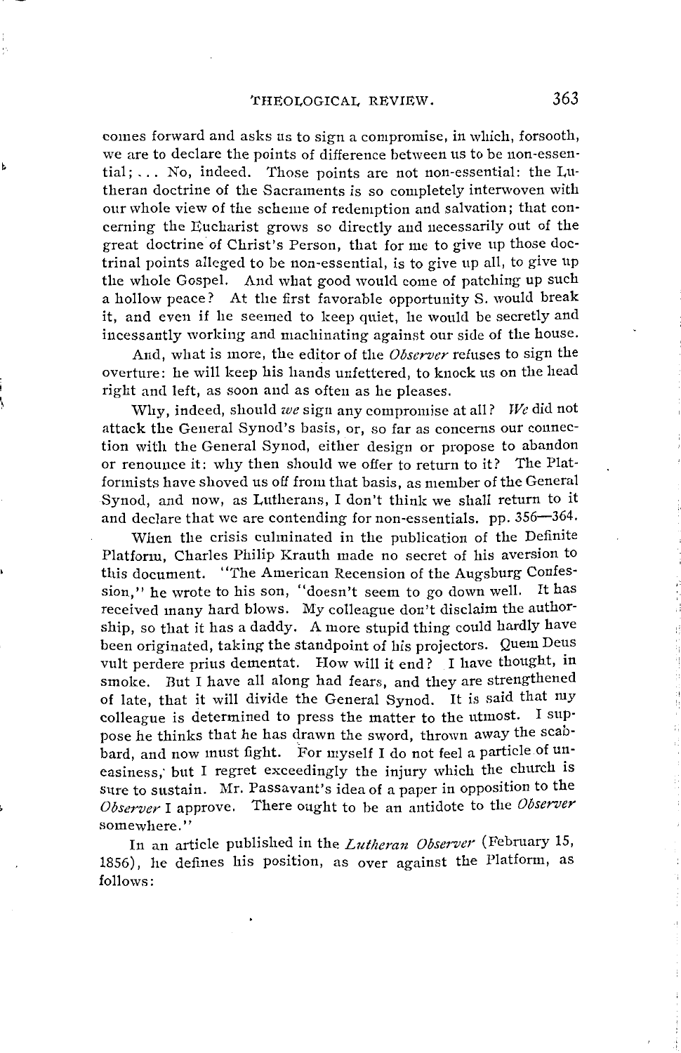comes forward and asks us to sign a compromise, in which, forsooth, we are to declare the points of difference between us to be non-essential; ... No, indeed. Those points are not non-essential: the Lutheran doctrine of the Sacraments is so completely interwoven with our whole view of the scheme of redemption and salvation; that concerning the Eucharist grows so directly and necessarily out of the great doctrine of Christ's Person, that for me to give up those doctrinal points alleged to be non-essential, is to give up all, to give up the whole Gospel. And what good would come of patching up such a hollow peace? At the first favorable opportunity S. would break it, and even if he seemed to keep quiet, he would be secretly and incessantly working and machinating against our side of the house.

And, what is more, the editor of the *Observer* refuses to sign the overture: he will keep his hands unfettered, to knock us on the head right and left, as soon and as often as he pleases.

Why, indeed, should *we* sign any compromise at all? *We* did not attack the General Synod's basis, or, so far as concerns our connection with the General Synod, either design or propose to abandon or renounce it: why then should we offer to return to it? The Platformists have shoved us off from that basis, as member of the General Synod, and now, as Lutherans, I don't think we shall return to it and declare that we are contending for non-essentials. pp. 356—364.

When the crisis culminated in the publication of the Definite Platform, Charles Philip Krauth made no secret of his aversion to this document. "The American Recension of the Augsburg Confession," he wrote to his son, "doesn't seem to go down well. It has received many hard blows. My colleague don't disclaim the authorship, so that it has a daddy. A more stupid thing could hardly have been originated, taking the standpoint of his projectors. Quem Deus vult perdere prius dementat. How will it end? I have thought, in smoke. But I have all along had fears, and they are strengthened of late, that it will divide the General Synod. It is said that my colleague is determined to press the matter to the utmost. I suppose he thinks that he has drawn the sword, thrown away the scabbard, and now must fight. For myself I do not feel a particle of uneasiness, but I regret exceedingly the injury which the church is sure to sustain. Mr. Passavant's idea of a paper in opposition to the *Observer* I approve. There ought to be an antidote to the *Observer* somewhere."

In an article published in the *Lutheran Observer* (February 15, 1856), he defines his position, as over against the Platform, as follows: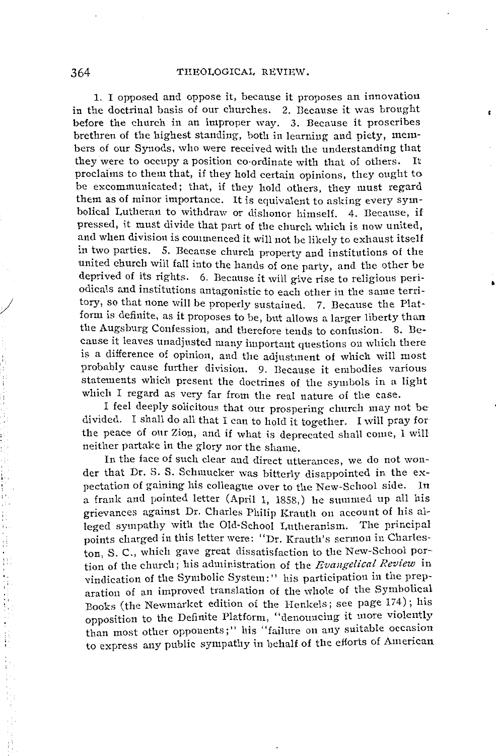1. I opposed and oppose it, because it proposes an innovation in the doctrinal basis of our churches. 2. Because it was brought before the church in an improper way. 3. Because it proscribes brethren of the highest standing, both in learning and piety, members of our Synods, who were received with the understanding that they were to occupy a position co-ordinate with that of others. It proclaims to them that, if they hold certain opinions, they ought to be excommunicated; that, if they hold others, they must regard them as of minor importance. It is equivalent to asking every symbolical Lutheran to withdraw or dishonor himself. 4. Because, if pressed, it must divide that part of the church which is now united, and when division is commenced it will not be likely to exhaust itself in two parties. 5. Because church property and institutions of the united church will fall into the hands of one party, and the other be deprived of its rights. 6. Because it will give rise to religious periodicals and institutions antagonistic to each other in the same territory, so that none will be properly sustained. 7. Because the Platform is definite, as it proposes to be, but allows a larger liberty than the Augsburg Confession, and therefore tends to confusion. 8. Because it leaves unadjusted many important questions on which there is a difference of opinion, and the adjustment of which will most probably cause further division. 9. Because it embodies various statements which present the doctrines of the symbols in a light which I regard as very far from the real nature of the case.

I feel deeply solicitous that our prospering church may not be divided. I shall do all that I can to hold it together. I will pray for the peace of our Zion, and if what is deprecated shall come, I will neither partake in the glory nor the shame.

In the face of such clear and direct utterances, we do not wonder that Dr. S. S. Schmucker was bitterly disappointed in the expectation of gaining his colleague over to the New-School side. In a frank and pointed letter (April 1, 1858,) he summed up all his grievances against Dr. Charles Philip Krauth on account of his alleged sympathy with the Old-School Lutheranism. The principal points charged in this letter were: "Dr. Krauth's sermon in Charleston, S. C., which gave great dissatisfaction to the New-School portion of the church; his administration of the *Evangelical Review* in vindication of the Symbolic System:" his participation in the preparation of an improved translation of the whole of the Symbolical Books (the Newmarket edition of the Henkels; see page 174); his opposition to the Definite Platform, "denouncing it more violently than most other opponents;" his "failure on any suitable occasion to express any public sympathy in behalf of the efforts of American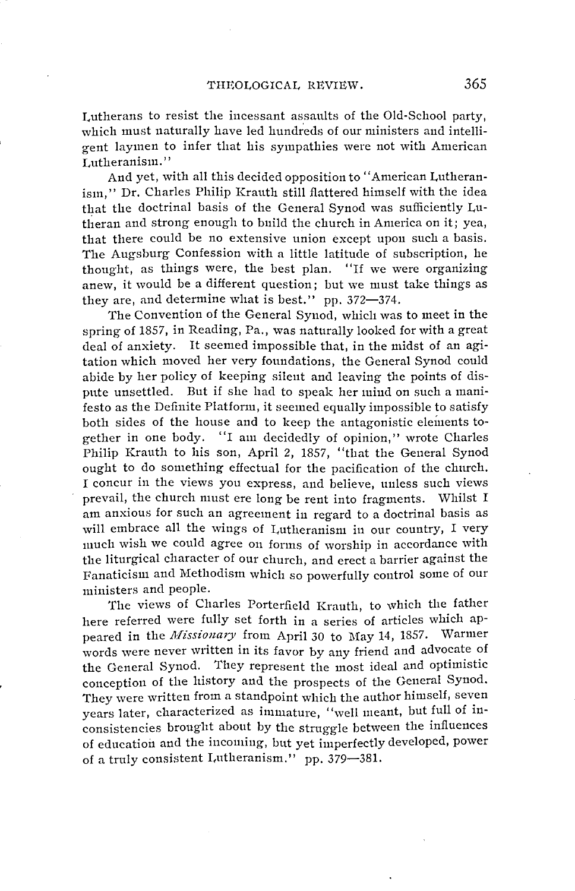Lutherans to resist the incessant assaults of the Old-School party, which must naturally have led hundreds of our ministers and intelligent laymen to infer that his sympathies were not with American Lutheranism."

And yet, with all this decided opposition to "American Lutheranism," Dr. Charles Philip Krauth still flattered himself with the idea that the doctrinal basis of the General Synod was sufficiently Lutheran and strong enough to build the church in America on it; yea, that there could be no extensive union except upon such a basis. The Augsburg Confession with a little latitude of subscription, he thought, as things were, the best plan. "If we were organizing anew, it would be a different question; but we must take things as they are, and determine what is best." pp. 372—374.

The Convention of the General Synod, which was to meet in the spring of 1857, in Reading, Pa., was naturally looked for with a great deal of anxiety. It seemed impossible that, in the midst of an agitation which moved her very foundations, the General Synod could abide by her policy of keeping silent and leaving the points of dispute unsettled. But if she had to speak her mind on such a manifesto as the Definite Platform, it seemed equally impossible to satisfy both sides of the house and to keep the antagonistic elements together in one body. "I am decidedly of opinion," wrote Charles Philip Krauth to his son, April 2, 1857, "that the General Synod ought to do something effectual for the pacification of the church. I concur in the views you express, and believe, unless such views prevail, the church must ere long be rent into fragments. Whilst I am anxious for such an agreement in regard to a doctrinal basis as will embrace all the wings of Lutheranism in our country, I very much wish we could agree on forms of worship in accordance with the liturgical character of our church, and erect a barrier against the Fanaticism and Methodism which so powerfully control some of our ministers and people.

The views of Charles Porterfield Krauth, to which the father here referred were fully set forth in a series of articles which appeared in the *Missionary* from April 30 to May 14, 1857. Warmer words were never written in its favor by any friend and advocate of the General Synod. They represent the most ideal and optimistic conception of the history and the prospects of the General Synod. They were written from a standpoint which the author himself, seven years later, characterized as immature, "well meant, but full of inconsistencies brought about by the struggle between the influences of education and the incoming, but yet imperfectly developed, power of a truly consistent Lutheranism." pp. 379—381.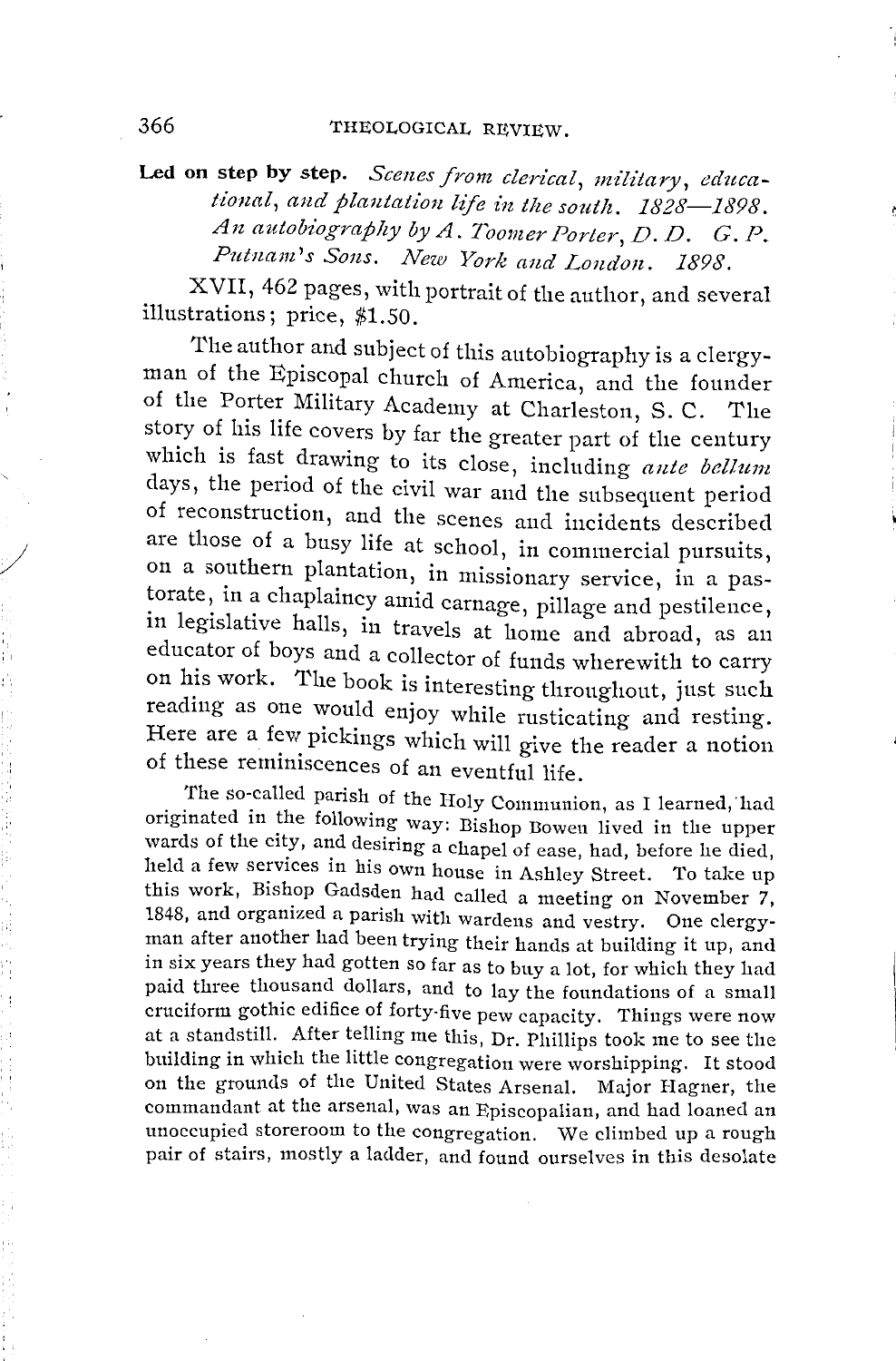**Led on step by step.** *Scenes from clerical, military, educational, and plantation life in the south. 1828—1898. An autobiography by A. Toomer Porter, D. D. G. P. Putnam's Sons. New York and London. 1898.*

XVII, 462 pages, with portrait of the author, and several illustrations; price, $1.50.

The author and subject of this autobiography is a clergyman of the Episcopal church of America, and the founder of the Porter Military Academy at Charleston, S. C. The story of his life covers by far the greater part of the century which is fast drawing to its close, including *ante bellum* days, the period of the civil war and the subsequent period of reconstruction, and the scenes and incidents described are those of a busy life at school, in commercial pursuits, on a southern plantation, in missionary service, in a pastorate, in a chaplaincy amid carnage, pillage and pestilence, in legislative halls, in travels at home and abroad, as an educator of boys and a collector of funds wherewith to carry on his work. The book is interesting throughout, just such reading as one would enjoy while rusticating and resting. Here are a few pickings which will give the reader a notion of these reminiscences of an eventful life.

The so-called parish of the Holy Communion, as I learned, had originated in the following way: Bishop Bowen lived in the upper wards of the city, and desiring a chapel of ease, had, before he died, held a few services in his own house in Ashley Street. To take up this work, Bishop Gadsden had called a meeting on November 7, 1848, and organized a parish with wardens and vestry. One clergyman after another had been trying their hands at building it up, and in six years they had gotten so far as to buy a lot, for which they had paid three thousand dollars, and to lay the foundations of a small cruciform gothic edifice of forty-five pew capacity. Things were now at a standstill. After telling me this, Dr. Phillips took me to see the building in which the little congregation were worshipping. It stood on the grounds of the United States Arsenal. Major Hagner, the commandant at the arsenal, was an Episcopalian, and had loaned an unoccupied storeroom to the congregation. We climbed up a rough pair of stairs, mostly a ladder, and found ourselves in this desolate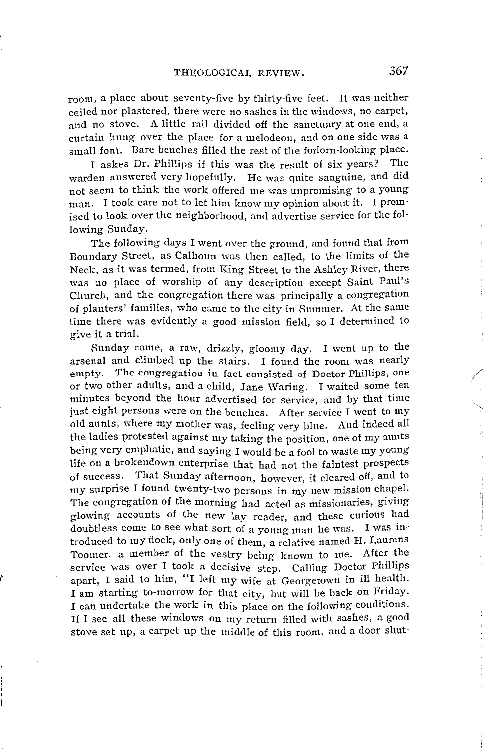room, a place about seventy-five by thirty-five feet. It was neither ceiled nor plastered, there were no sashes in the windows, no carpet, and no stove. A little rail divided off the sanctuary at one end, a curtain hung over the place for a melodeon, and on one side was a small font. Bare benches filled the rest of the forlorn-looking place.

I askes Dr. Phillips if this was the result of six years? The warden answered very hopefully. He was quite sanguine, and did not seem to think the work offered me was unpromising to a young man. I took care not to let him know my opinion about it. I promised to look over the neighborhood, and advertise service for the following Sunday.

The following days I went over the ground, and found that from Boundary Street, as Calhoun was then called, to the limits of the Neck, as it was termed, from King Street to the Ashley River, there was no place of worship of any description except Saint Paul's Church, and the congregation there was principally a congregation of planters' families, who came to the city in Summer. At the same time there was evidently a good mission field, so I determined to give it a trial.

Sunday came, a raw, drizzly, gloomy day. I went up to the arsenal and climbed up the stairs. I found the room was nearly empty. The congregation in fact consisted of Doctor Phillips, one or two other adults, and a child, Jane Waring. I waited some ten minutes beyond the hour advertised for service, and by that time just eight persons were on the benches. After service I went to my old aunts, where my mother was, feeling very blue. And indeed all the ladies protested against my taking the position, one of my aunts being very emphatic, and saying I would be a fool to waste my young life on a brokendown enterprise that had not the faintest prospects of success. That Sunday afternoon, however, it cleared off, and to my surprise I found twenty-two persons in my new mission chapel. The congregation of the morning had acted as missionaries, giving glowing accounts of the new lay reader, and these curious had doubtless come to see what sort of a young man he was. I was introduced to my flock, only one of them, a relative named H. Laurens Toomer, a member of the vestry being known to me. After the service was over I took a decisive step. Calling Doctor Phillips apart, I said to him, "I left my wife at Georgetown in ill health. I am starting to-morrow for that city, but will be back on Friday. I can undertake the work in this place on the following conditions. If I see all these windows on my return filled with sashes, a good stove set up, a carpet up the middle of this room, and a door shut-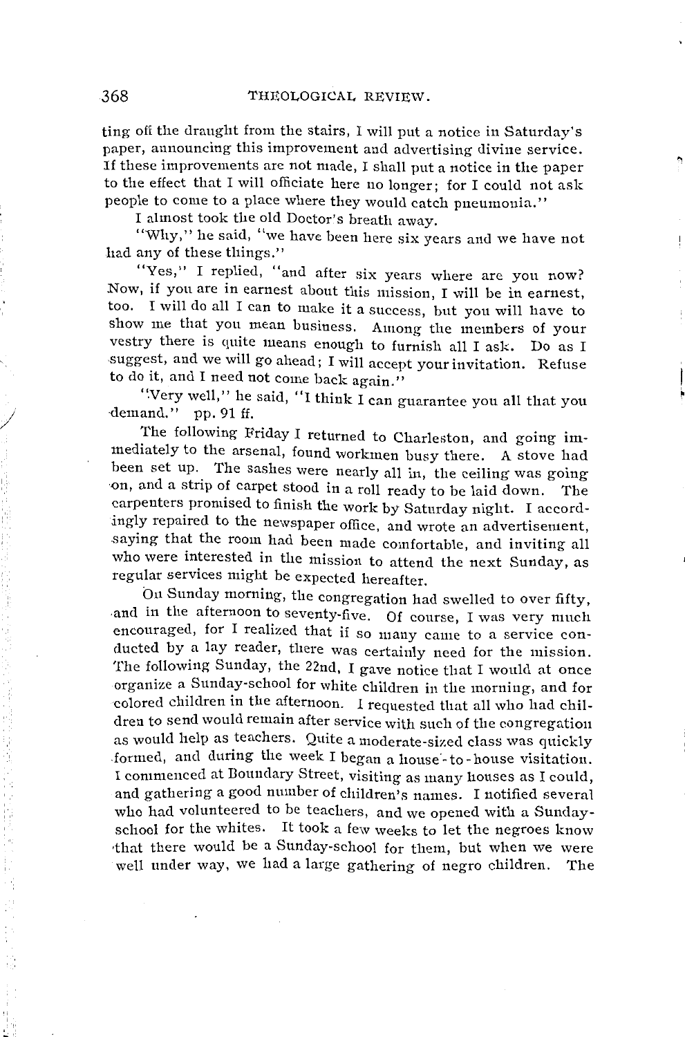ting off the draught from the stairs, I will put a notice in Saturday's paper, announcing this improvement and advertising divine service. If these improvements are not made, I shall put a notice in the paper to the effect that I will officiate here no longer; for I could not ask people to come to a place where they would catch pneumonia."

I almost took the old Doctor's breath away.

"Why," he said, "we have been here six years and we have not had any of these things."

"Yes," I replied, "and after six years where are you now? Now, if you are in earnest about this mission, I will be in earnest, too. I will do all I can to make it a success, but you will have to show me that you mean business. Among the members of your vestry there is quite means enough to furnish all I ask. Do as I suggest, and we will go ahead; I will accept your invitation. Refuse to do it, and I need not come back again."

"Very well," he said, "I think I can guarantee you all that you demand." pp. 91 ff.

The following Friday I returned to Charleston, and going immediately to the arsenal, found workmen busy there. A stove had been set up. The sashes were nearly all in, the ceiling was going on, and a strip of carpet stood in a roll ready to be laid down. The carpenters promised to finish the work by Saturday night. I accordingly repaired to the newspaper office, and wrote an advertisement, saying that the room had been made comfortable, and inviting all who were interested in the mission to attend the next Sunday, as regular services might be expected hereafter.

On Sunday morning, the congregation had swelled to over fifty, and in the afternoon to seventy-five. Of course, I was very much encouraged, for I realized that if so many came to a service conducted by a lay reader, there was certainly need for the mission. The following Sunday, the 22nd, I gave notice that I would at once organize a Sunday-school for white children in the morning, and for colored children in the afternoon. I requested that all who had children to send would remain after service with such of the congregation as would help as teachers. Quite a moderate-sized class was quickly formed, and during the week I began a house-to-house visitation. I commenced at Boundary Street, visiting as many houses as I could, and gathering a good number of children's names. I notified several who had volunteered to be teachers, and we opened with a Sunday-school for the whites. It took a few weeks to let the negroes know that there would be a Sunday-school for them, but when we were well under way, we had a large gathering of negro children. The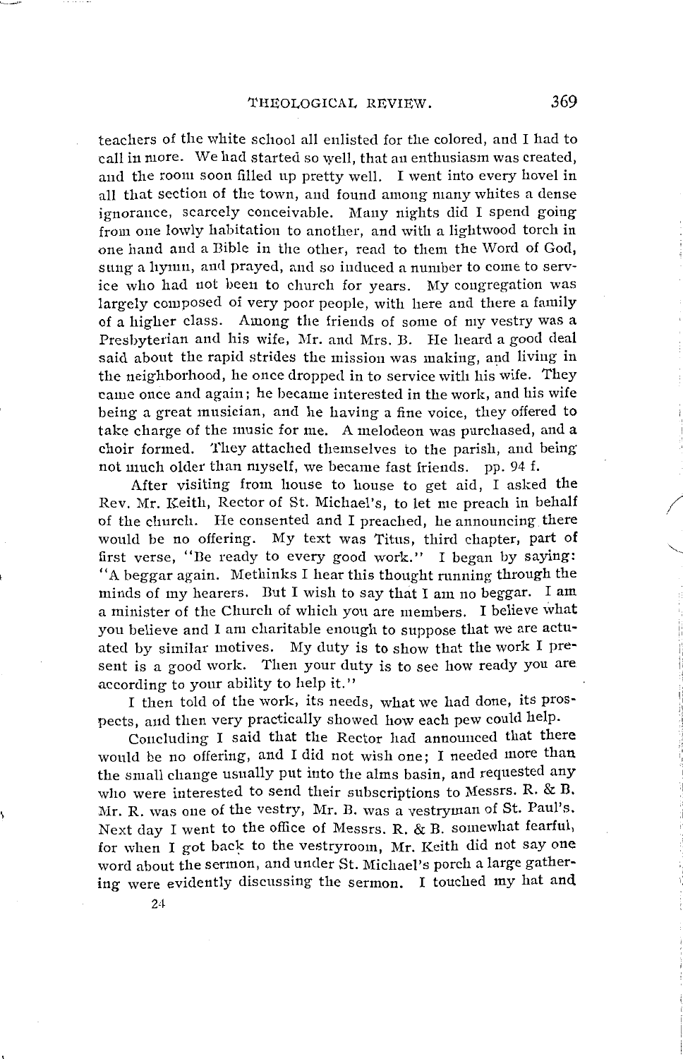teachers of the white school all enlisted for the colored, and I had to call in more. We had started so well, that an enthusiasm was created, and the room soon filled up pretty well. I went into every hovel in all that section of the town, and found among many whites a dense ignorance, scarcely conceivable. Many nights did I spend going from one lowly habitation to another, and with a lightwood torch in one hand and a Bible in the other, read to them the Word of God, sung a hymn, and prayed, and so induced a number to come to service who had not been to church for years. My congregation was largely composed of very poor people, with here and there a family of a higher class. Among the friends of some of my vestry was a Presbyterian and his wife, Mr. and Mrs. B. He heard a good deal said about the rapid strides the mission was making, and living in the neighborhood, he once dropped in to service with his wife. They came once and again; he became interested in the work, and his wife being a great musician, and he having a fine voice, they offered to take charge of the music for me. A melodeon was purchased, and a choir formed. They attached themselves to the parish, and being not much older than myself, we became fast friends. pp. 94 f.

After visiting from house to house to get aid, I asked the Rev. Mr. Keith, Rector of St. Michael's, to let me preach in behalf of the church. He consented and I preached, he announcing there would be no offering. My text was Titus, third chapter, part of first verse, "Be ready to every good work." I began by saying: "A beggar again. Methinks I hear this thought running through the minds of my hearers. But I wish to say that I am no beggar. I am a minister of the Church of which you are members. I believe what you believe and I am charitable enough to suppose that we are actuated by similar motives. My duty is to show that the work I present is a good work. Then your duty is to see how ready you are according to your ability to help it."

I then told of the work, its needs, what we had done, its prospects, and then very practically showed how each pew could help.

Concluding I said that the Rector had announced that there would be no offering, and I did not wish one; I needed more than the small change usually put into the alms basin, and requested any who were interested to send their subscriptions to Messrs. R. & B. Mr. R. was one of the vestry, Mr. B. was a vestryman of St. Paul's. Next day I went to the office of Messrs. R. & B. somewhat fearful, for when I got back to the vestryroom, Mr. Keith did not say one word about the sermon, and under St. Michael's porch a large gathering were evidently discussing the sermon. I touched my hat and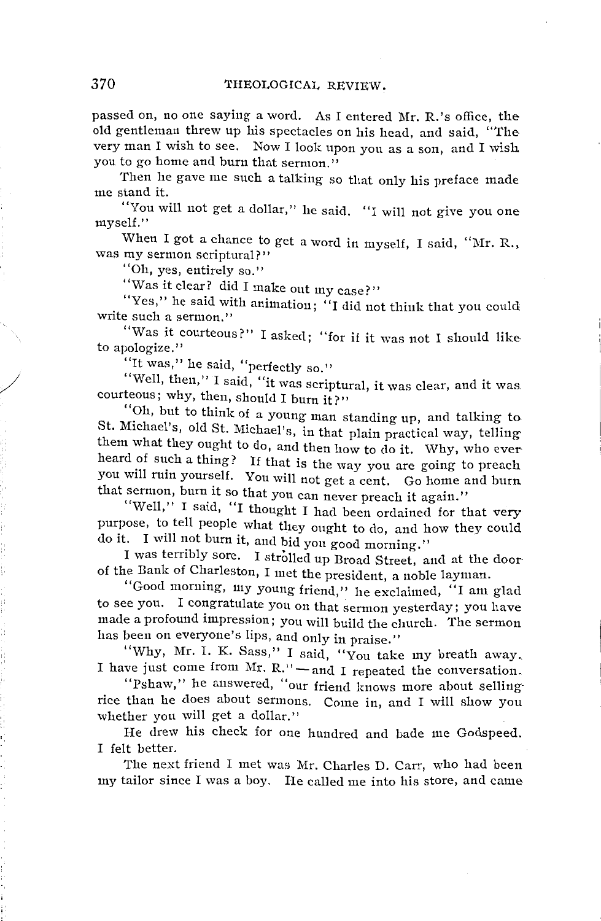passed on, no one saying a word. As I entered Mr. R.'s office, the old gentleman threw up his spectacles on his head, and said, "The very man I wish to see. Now I look upon you as a son, and I wish you to go home and burn that sermon."

Then he gave me such a talking so that only his preface made me stand it.

"You will not get a dollar," he said. "I will not give you one myself."

When I got a chance to get a word in myself, I said, "Mr. R., was my sermon scriptural?"

"Oh, yes, entirely so."

"Was it clear? did I make out my case?"

"Yes," he said with animation; "I did not think that you could write such a sermon."

"Was it courteous?" I asked; "for if it was not I should like to apologize."

"It was," he said, "perfectly so."

"Well, then," I said, "it was scriptural, it was clear, and it was courteous; why, then, should I burn it?"

"Oh, but to think of a young man standing up, and talking to St. Michael's, old St. Michael's, in that plain practical way, telling them what they ought to do, and then how to do it. Why, who ever heard of such a thing? If that is the way you are going to preach you will ruin yourself. You will not get a cent. Go home and burn that sermon, burn it so that you can never preach it again."

"Well," I said, "I thought I had been ordained for that very purpose, to tell people what they ought to do, and how they could do it. I will not burn it, and bid you good morning."

I was terribly sore. I strolled up Broad Street, and at the door of the Bank of Charleston, I met the president, a noble layman.

"Good morning, my young friend," he exclaimed, "I am glad to see you. I congratulate you on that sermon yesterday; you have made a profound impression; you will build the church. The sermon has been on everyone's lips, and only in praise."

"Why, Mr. I. K. Sass," I said, "You take my breath away. I have just come from Mr. R."—and I repeated the conversation.

"Pshaw," he answered, "our friend knows more about selling rice than he does about sermons. Come in, and I will show you whether you will get a dollar."

He drew his check for one hundred and bade me Godspeed. I felt better.

The next friend I met was Mr. Charles D. Carr, who had been my tailor since I was a boy. He called me into his store, and came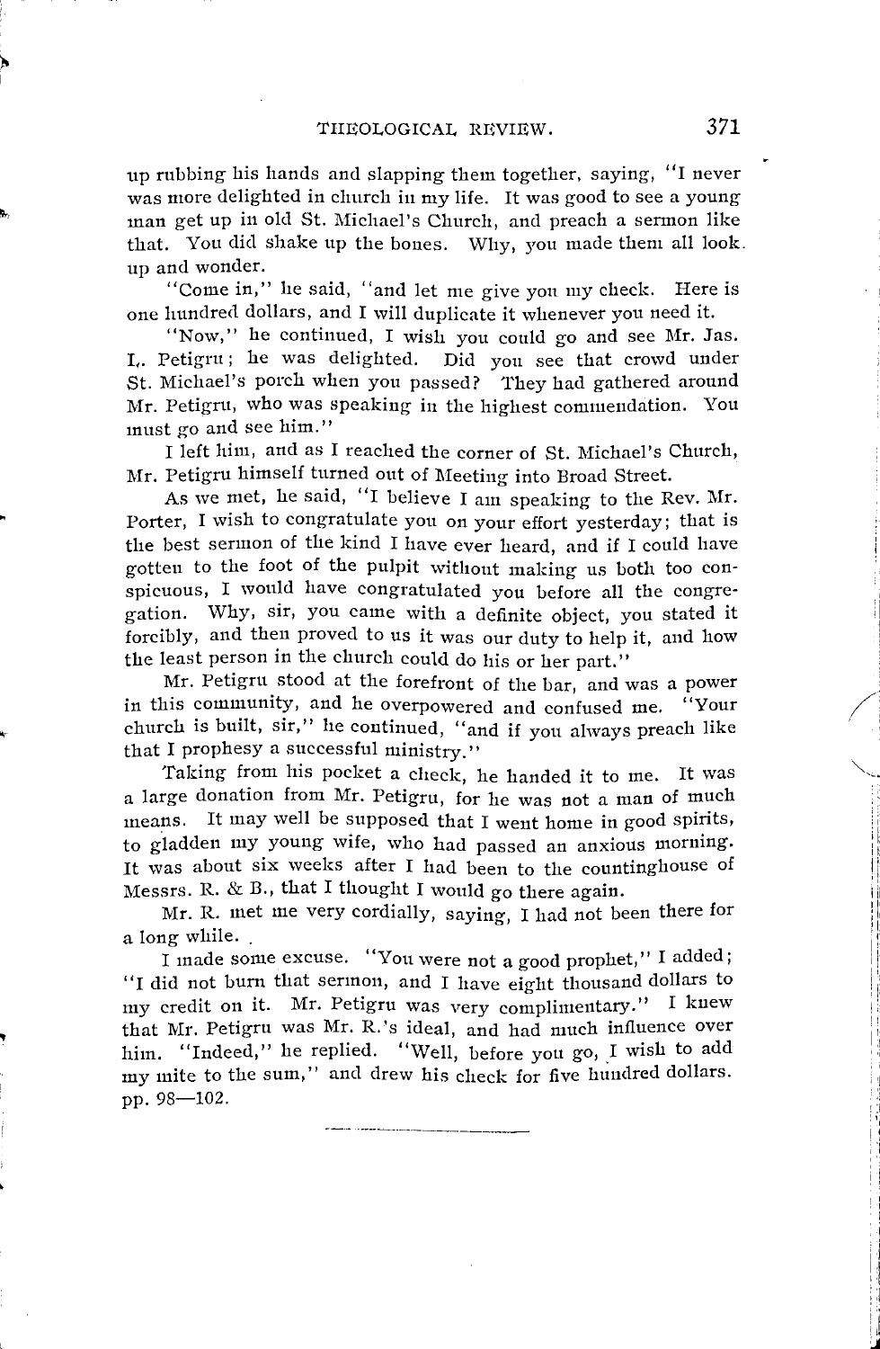up rubbing his hands and slapping them together, saying, "I never was more delighted in church in my life. It was good to see a young man get up in old St. Michael's Church, and preach a sermon like that. You did shake up the bones. Why, you made them all look up and wonder.

"Come in," he said, "and let me give you my check. Here is one hundred dollars, and I will duplicate it whenever you need it.

"Now," he continued, I wish you could go and see Mr. Jas. L. Petigru; he was delighted. Did you see that crowd under St. Michael's porch when you passed? They had gathered around Mr. Petigru, who was speaking in the highest commendation. You must go and see him."

I left him, and as I reached the corner of St. Michael's Church, Mr. Petigru himself turned out of Meeting into Broad Street.

As we met, he said, "I believe I am speaking to the Rev. Mr. Porter, I wish to congratulate you on your effort yesterday; that is the best sermon of the kind I have ever heard, and if I could have gotten to the foot of the pulpit without making us both too conspicuous, I would have congratulated you before all the congregation. Why, sir, you came with a definite object, you stated it forcibly, and then proved to us it was our duty to help it, and how the least person in the church could do his or her part."

Mr. Petigru stood at the forefront of the bar, and was a power in this community, and he overpowered and confused me. "Your church is built, sir," he continued, "and if you always preach like that I prophesy a successful ministry."

Taking from his pocket a check, he handed it to me. It was a large donation from Mr. Petigru, for he was not a man of much means. It may well be supposed that I went home in good spirits, to gladden my young wife, who had passed an anxious morning. It was about six weeks after I had been to the countinghouse of Messrs. R. & B., that I thought I would go there again.

Mr. R. met me very cordially, saying, I had not been there for a long while.

I made some excuse. "You were not a good prophet," I added; "I did not burn that sermon, and I have eight thousand dollars to my credit on it. Mr. Petigru was very complimentary." I knew that Mr. Petigru was Mr. R.'s ideal, and had much influence over him. "Indeed," he replied. "Well, before you go, I wish to add my mite to the sum," and drew his check for five hundred dollars. pp. 98—102.